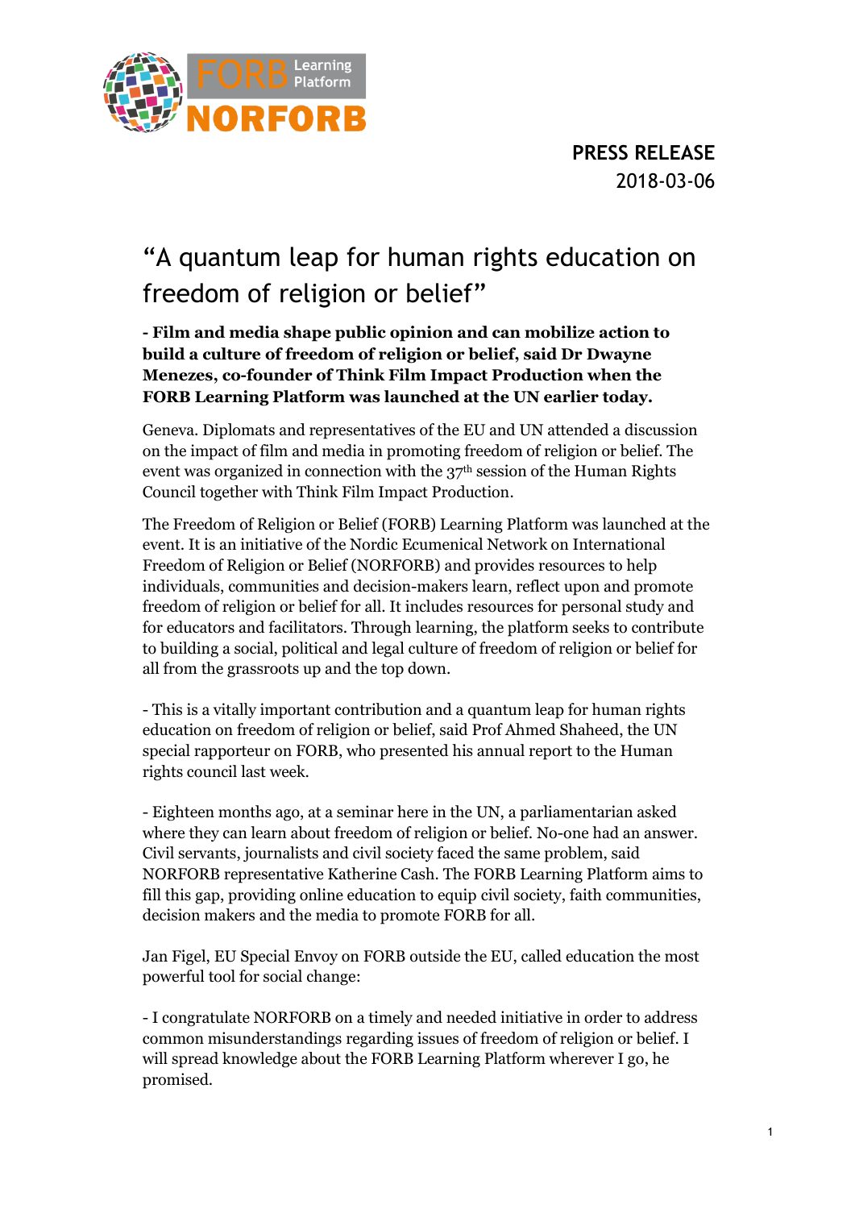**PRESS RELEASE**
2018-03-06

# "A quantum leap for human rights education on freedom of religion or belief"

**- Film and media shape public opinion and can mobilize action to build a culture of freedom of religion or belief, said Dr Dwayne Menezes, co-founder of Think Film Impact Production when the FORB Learning Platform was launched at the UN earlier today.**

Geneva. Diplomats and representatives of the EU and UN attended a discussion on the impact of film and media in promoting freedom of religion or belief. The event was organized in connection with the 37th session of the Human Rights Council together with Think Film Impact Production.

The Freedom of Religion or Belief (FORB) Learning Platform was launched at the event. It is an initiative of the Nordic Ecumenical Network on International Freedom of Religion or Belief (NORFORB) and provides resources to help individuals, communities and decision-makers learn, reflect upon and promote freedom of religion or belief for all. It includes resources for personal study and for educators and facilitators. Through learning, the platform seeks to contribute to building a social, political and legal culture of freedom of religion or belief for all from the grassroots up and the top down.

- This is a vitally important contribution and a quantum leap for human rights education on freedom of religion or belief, said Prof Ahmed Shaheed, the UN special rapporteur on FORB, who presented his annual report to the Human rights council last week.

- Eighteen months ago, at a seminar here in the UN, a parliamentarian asked where they can learn about freedom of religion or belief. No-one had an answer. Civil servants, journalists and civil society faced the same problem, said NORFORB representative Katherine Cash. The FORB Learning Platform aims to fill this gap, providing online education to equip civil society, faith communities, decision makers and the media to promote FORB for all.

Jan Figel, EU Special Envoy on FORB outside the EU, called education the most powerful tool for social change:

- I congratulate NORFORB on a timely and needed initiative in order to address common misunderstandings regarding issues of freedom of religion or belief. I will spread knowledge about the FORB Learning Platform wherever I go, he promised.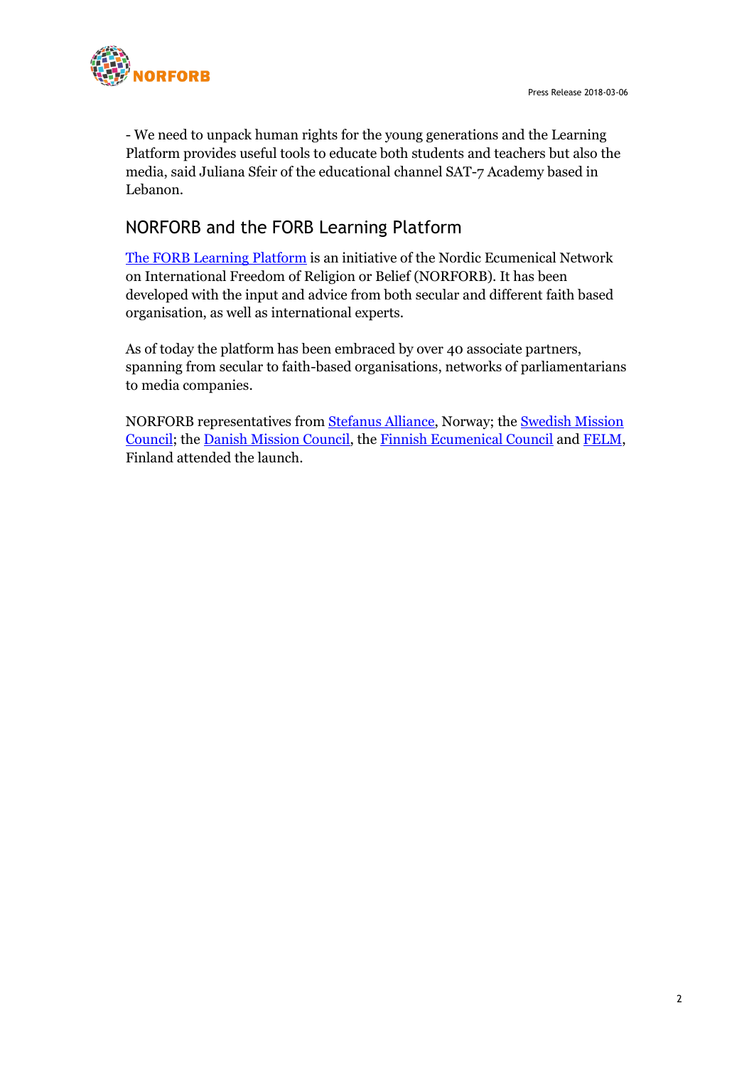- We need to unpack human rights for the young generations and the Learning Platform provides useful tools to educate both students and teachers but also the media, said Juliana Sfeir of the educational channel SAT-7 Academy based in Lebanon.

## NORFORB and the FORB Learning Platform

The FORB Learning Platform is an initiative of the Nordic Ecumenical Network on International Freedom of Religion or Belief (NORFORB). It has been developed with the input and advice from both secular and different faith based organisation, as well as international experts.

As of today the platform has been embraced by over 40 associate partners, spanning from secular to faith-based organisations, networks of parliamentarians to media companies.

NORFORB representatives from Stefanus Alliance, Norway; the Swedish Mission Council; the Danish Mission Council, the Finnish Ecumenical Council and FELM, Finland attended the launch.